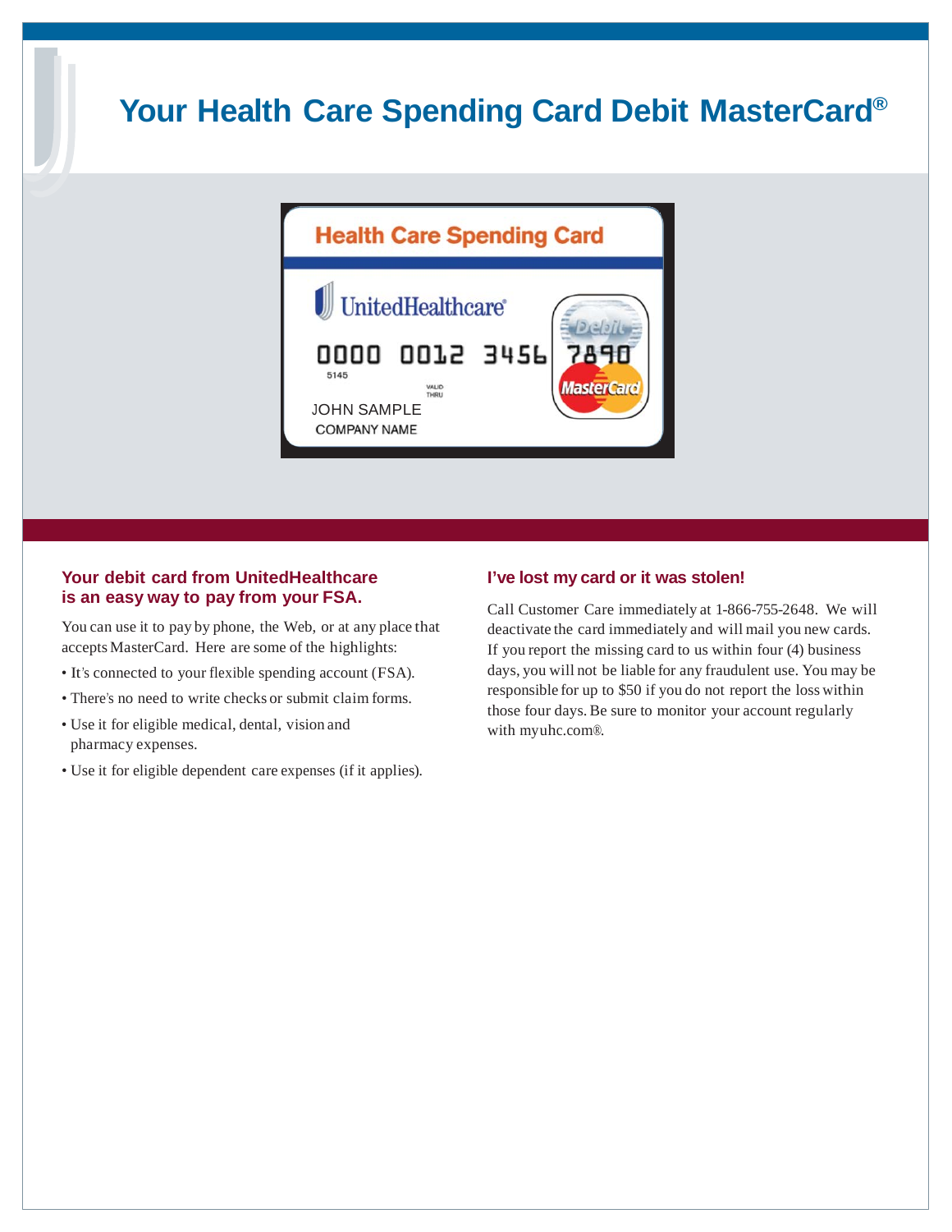# Your Health Care Spending Card Debit MasterCard®

Health Care Spending Card

UnitedHealthcare®

0000 0012 3456 7890

5145

VALID THRU

JOHN SAMPLE

COMPANY NAME

Debit

MasterCard

### Your debit card from UnitedHealthcare is an easy way to pay from your FSA.

You can use it to pay by phone, the Web, or at any place that accepts MasterCard. Here are some of the highlights:

- It's connected to your flexible spending account (FSA).
- There's no need to write checks or submit claim forms.
- Use it for eligible medical, dental, vision and pharmacy expenses.
- Use it for eligible dependent care expenses (if it applies).

### I've lost my card or it was stolen!

Call Customer Care immediately at 1-866-755-2648. We will deactivate the card immediately and will mail you new cards. If you report the missing card to us within four (4) business days, you will not be liable for any fraudulent use. You may be responsible for up to $50 if you do not report the loss within those four days. Be sure to monitor your account regularly with myuhc.com®.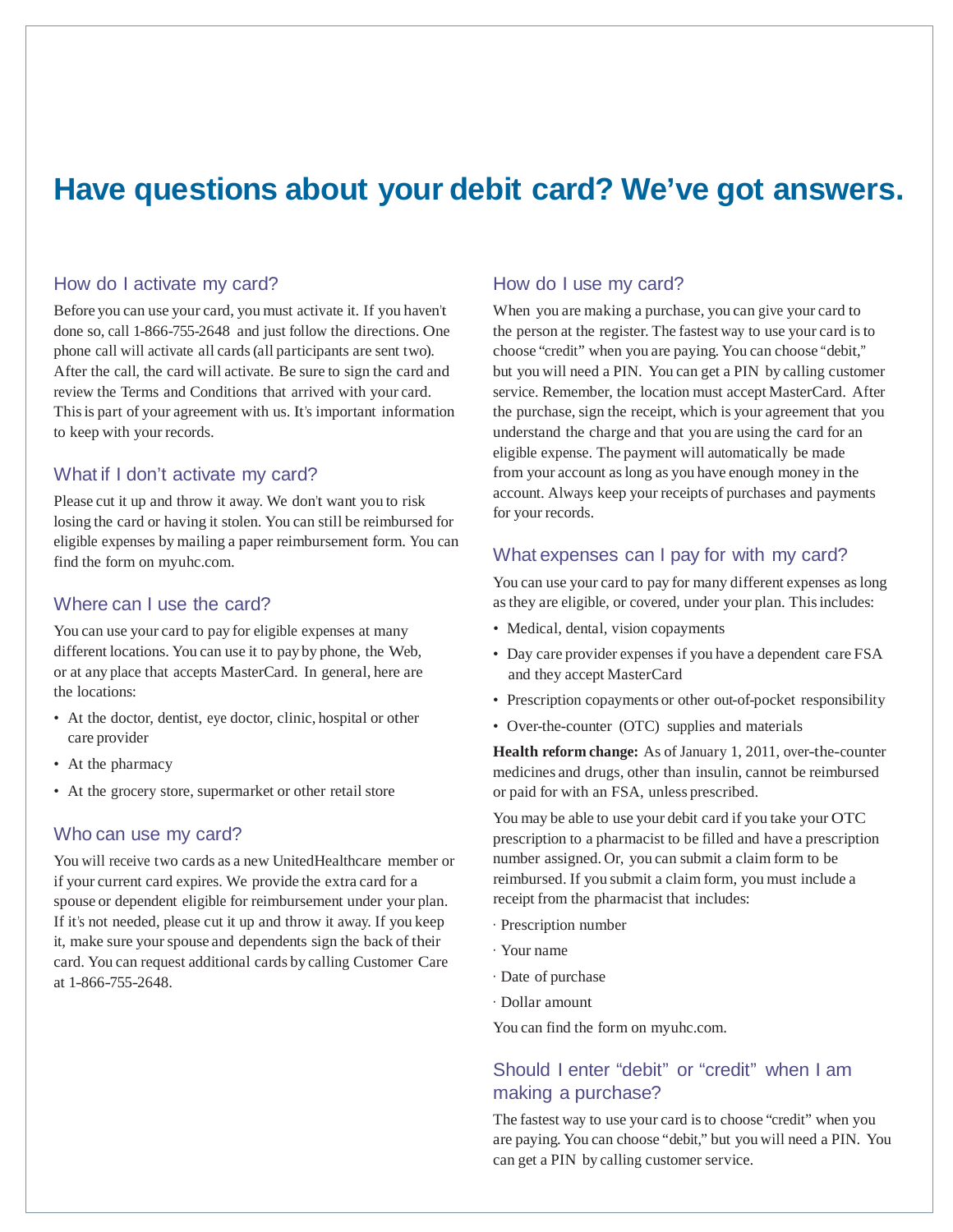# Have questions about your debit card? We've got answers.

## How do I activate my card?

Before you can use your card, you must activate it. If you haven't done so, call 1-866-755-2648 and just follow the directions. One phone call will activate all cards (all participants are sent two). After the call, the card will activate. Be sure to sign the card and review the Terms and Conditions that arrived with your card. This is part of your agreement with us. It's important information to keep with your records.

## What if I don't activate my card?

Please cut it up and throw it away. We don't want you to risk losing the card or having it stolen. You can still be reimbursed for eligible expenses by mailing a paper reimbursement form. You can find the form on myuhc.com.

## Where can I use the card?

You can use your card to pay for eligible expenses at many different locations. You can use it to pay by phone, the Web, or at any place that accepts MasterCard. In general, here are the locations:

- At the doctor, dentist, eye doctor, clinic, hospital or other care provider
- At the pharmacy
- At the grocery store, supermarket or other retail store

## Who can use my card?

You will receive two cards as a new UnitedHealthcare member or if your current card expires. We provide the extra card for a spouse or dependent eligible for reimbursement under your plan. If it's not needed, please cut it up and throw it away. If you keep it, make sure your spouse and dependents sign the back of their card. You can request additional cards by calling Customer Care at 1-866-755-2648.

## How do I use my card?

When you are making a purchase, you can give your card to the person at the register. The fastest way to use your card is to choose "credit" when you are paying. You can choose "debit," but you will need a PIN. You can get a PIN by calling customer service. Remember, the location must accept MasterCard. After the purchase, sign the receipt, which is your agreement that you understand the charge and that you are using the card for an eligible expense. The payment will automatically be made from your account as long as you have enough money in the account. Always keep your receipts of purchases and payments for your records.

## What expenses can I pay for with my card?

You can use your card to pay for many different expenses as long as they are eligible, or covered, under your plan. This includes:

- Medical, dental, vision copayments
- Day care provider expenses if you have a dependent care FSA and they accept MasterCard
- Prescription copayments or other out-of-pocket responsibility
- Over-the-counter (OTC) supplies and materials

**Health reform change:** As of January 1, 2011, over-the-counter medicines and drugs, other than insulin, cannot be reimbursed or paid for with an FSA, unless prescribed.

You may be able to use your debit card if you take your OTC prescription to a pharmacist to be filled and have a prescription number assigned. Or, you can submit a claim form to be reimbursed. If you submit a claim form, you must include a receipt from the pharmacist that includes:

- Prescription number
- Your name
- Date of purchase
- Dollar amount

You can find the form on myuhc.com.

## Should I enter "debit" or "credit" when I am making a purchase?

The fastest way to use your card is to choose "credit" when you are paying. You can choose "debit," but you will need a PIN. You can get a PIN by calling customer service.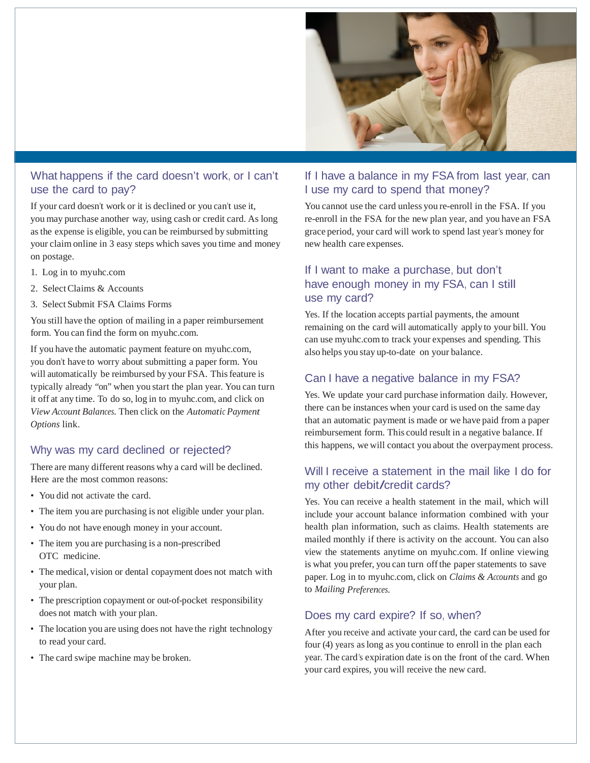## What happens if the card doesn't work, or I can't use the card to pay?

If your card doesn't work or it is declined or you can't use it, you may purchase another way, using cash or credit card. As long as the expense is eligible, you can be reimbursed by submitting your claim online in 3 easy steps which saves you time and money on postage.

1. Log in to myuhc.com
2. Select Claims & Accounts
3. Select Submit FSA Claims Forms

You still have the option of mailing in a paper reimbursement form. You can find the form on myuhc.com.

If you have the automatic payment feature on myuhc.com, you don't have to worry about submitting a paper form. You will automatically be reimbursed by your FSA. This feature is typically already "on" when you start the plan year. You can turn it off at any time. To do so, log in to myuhc.com, and click on *View Account Balances*. Then click on the *Automatic Payment Options* link.

## Why was my card declined or rejected?

There are many different reasons why a card will be declined. Here are the most common reasons:

- You did not activate the card.
- The item you are purchasing is not eligible under your plan.
- You do not have enough money in your account.
- The item you are purchasing is a non-prescribed OTC medicine.
- The medical, vision or dental copayment does not match with your plan.
- The prescription copayment or out-of-pocket responsibility does not match with your plan.
- The location you are using does not have the right technology to read your card.
- The card swipe machine may be broken.

## If I have a balance in my FSA from last year, can I use my card to spend that money?

You cannot use the card unless you re-enroll in the FSA. If you re-enroll in the FSA for the new plan year, and you have an FSA grace period, your card will work to spend last year's money for new health care expenses.

## If I want to make a purchase, but don't have enough money in my FSA, can I still use my card?

Yes. If the location accepts partial payments, the amount remaining on the card will automatically apply to your bill. You can use myuhc.com to track your expenses and spending. This also helps you stay up-to-date on your balance.

## Can I have a negative balance in my FSA?

Yes. We update your card purchase information daily. However, there can be instances when your card is used on the same day that an automatic payment is made or we have paid from a paper reimbursement form. This could result in a negative balance. If this happens, we will contact you about the overpayment process.

## Will I receive a statement in the mail like I do for my other debit/credit cards?

Yes. You can receive a health statement in the mail, which will include your account balance information combined with your health plan information, such as claims. Health statements are mailed monthly if there is activity on the account. You can also view the statements anytime on myuhc.com. If online viewing is what you prefer, you can turn off the paper statements to save paper. Log in to myuhc.com, click on *Claims & Accounts* and go to *Mailing Preferences*.

## Does my card expire? If so, when?

After you receive and activate your card, the card can be used for four (4) years as long as you continue to enroll in the plan each year. The card's expiration date is on the front of the card. When your card expires, you will receive the new card.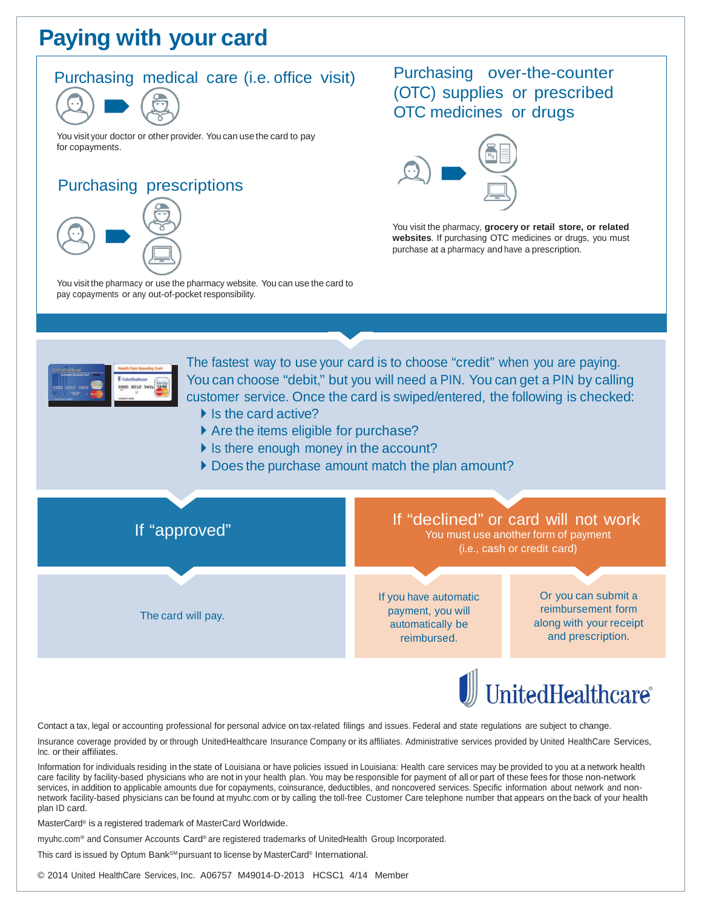# Paying with your card

## Purchasing medical care (i.e. office visit)

You visit your doctor or other provider. You can use the card to pay for copayments.

## Purchasing prescriptions

You visit the pharmacy or use the pharmacy website. You can use the card to pay copayments or any out-of-pocket responsibility.

## Purchasing over-the-counter (OTC) supplies or prescribed OTC medicines or drugs

You visit the pharmacy, **grocery or retail store, or related websites**. If purchasing OTC medicines or drugs, you must purchase at a pharmacy and have a prescription.

The fastest way to use your card is to choose "credit" when you are paying. You can choose "debit," but you will need a PIN. You can get a PIN by calling customer service. Once the card is swiped/entered, the following is checked:

- Is the card active?
- Are the items eligible for purchase?
- Is there enough money in the account?
- Does the purchase amount match the plan amount?

**If "approved"**

The card will pay.

**If "declined" or card will not work**

You must use another form of payment (i.e., cash or credit card)

If you have automatic payment, you will automatically be reimbursed.

Or you can submit a reimbursement form along with your receipt and prescription.

UnitedHealthcare®

Contact a tax, legal or accounting professional for personal advice on tax-related filings and issues. Federal and state regulations are subject to change.

Insurance coverage provided by or through UnitedHealthcare Insurance Company or its affiliates. Administrative services provided by United HealthCare Services, Inc. or their affiliates.

Information for individuals residing in the state of Louisiana or have policies issued in Louisiana: Health care services may be provided to you at a network health care facility by facility-based physicians who are not in your health plan. You may be responsible for payment of all or part of these fees for those non-network services, in addition to applicable amounts due for copayments, coinsurance, deductibles, and noncovered services. Specific information about network and non-network facility-based physicians can be found at myuhc.com or by calling the toll-free Customer Care telephone number that appears on the back of your health plan ID card.

MasterCard® is a registered trademark of MasterCard Worldwide.

myuhc.com® and Consumer Accounts Card® are registered trademarks of UnitedHealth Group Incorporated.

This card is issued by Optum Bank℠ pursuant to license by MasterCard® International.

© 2014 United HealthCare Services, Inc. A06757 M49014-D-2013 HCSC1 4/14 Member